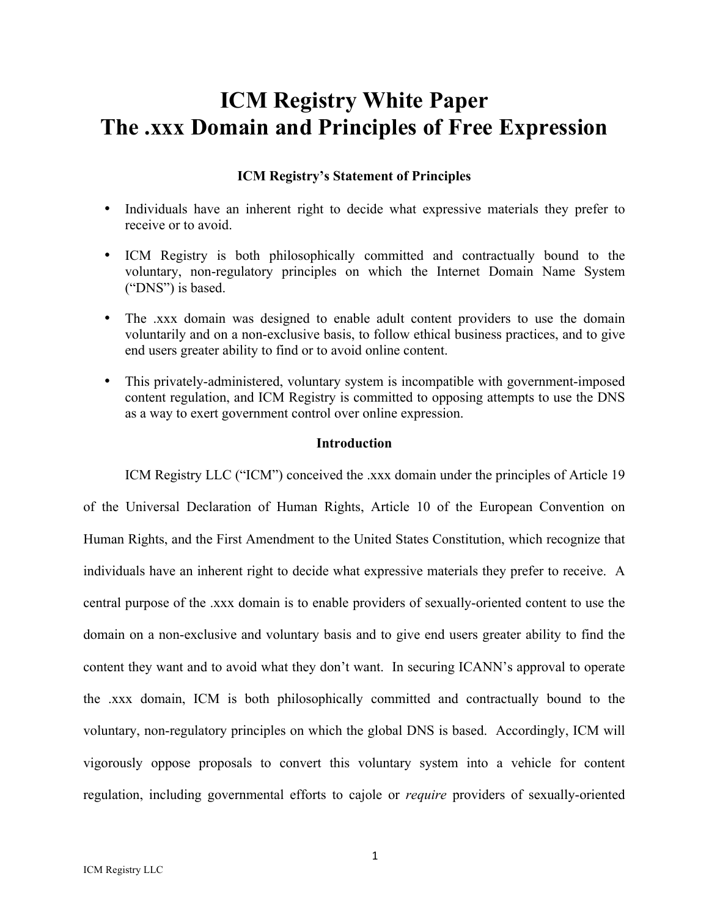# ICM Registry White Paper
# The .xxx Domain and Principles of Free Expression

### ICM Registry's Statement of Principles

- Individuals have an inherent right to decide what expressive materials they prefer to receive or to avoid.
- ICM Registry is both philosophically committed and contractually bound to the voluntary, non-regulatory principles on which the Internet Domain Name System ("DNS") is based.
- The .xxx domain was designed to enable adult content providers to use the domain voluntarily and on a non-exclusive basis, to follow ethical business practices, and to give end users greater ability to find or to avoid online content.
- This privately-administered, voluntary system is incompatible with government-imposed content regulation, and ICM Registry is committed to opposing attempts to use the DNS as a way to exert government control over online expression.

### Introduction

ICM Registry LLC ("ICM") conceived the .xxx domain under the principles of Article 19 of the Universal Declaration of Human Rights, Article 10 of the European Convention on Human Rights, and the First Amendment to the United States Constitution, which recognize that individuals have an inherent right to decide what expressive materials they prefer to receive. A central purpose of the .xxx domain is to enable providers of sexually-oriented content to use the domain on a non-exclusive and voluntary basis and to give end users greater ability to find the content they want and to avoid what they don't want. In securing ICANN's approval to operate the .xxx domain, ICM is both philosophically committed and contractually bound to the voluntary, non-regulatory principles on which the global DNS is based. Accordingly, ICM will vigorously oppose proposals to convert this voluntary system into a vehicle for content regulation, including governmental efforts to cajole or *require* providers of sexually-oriented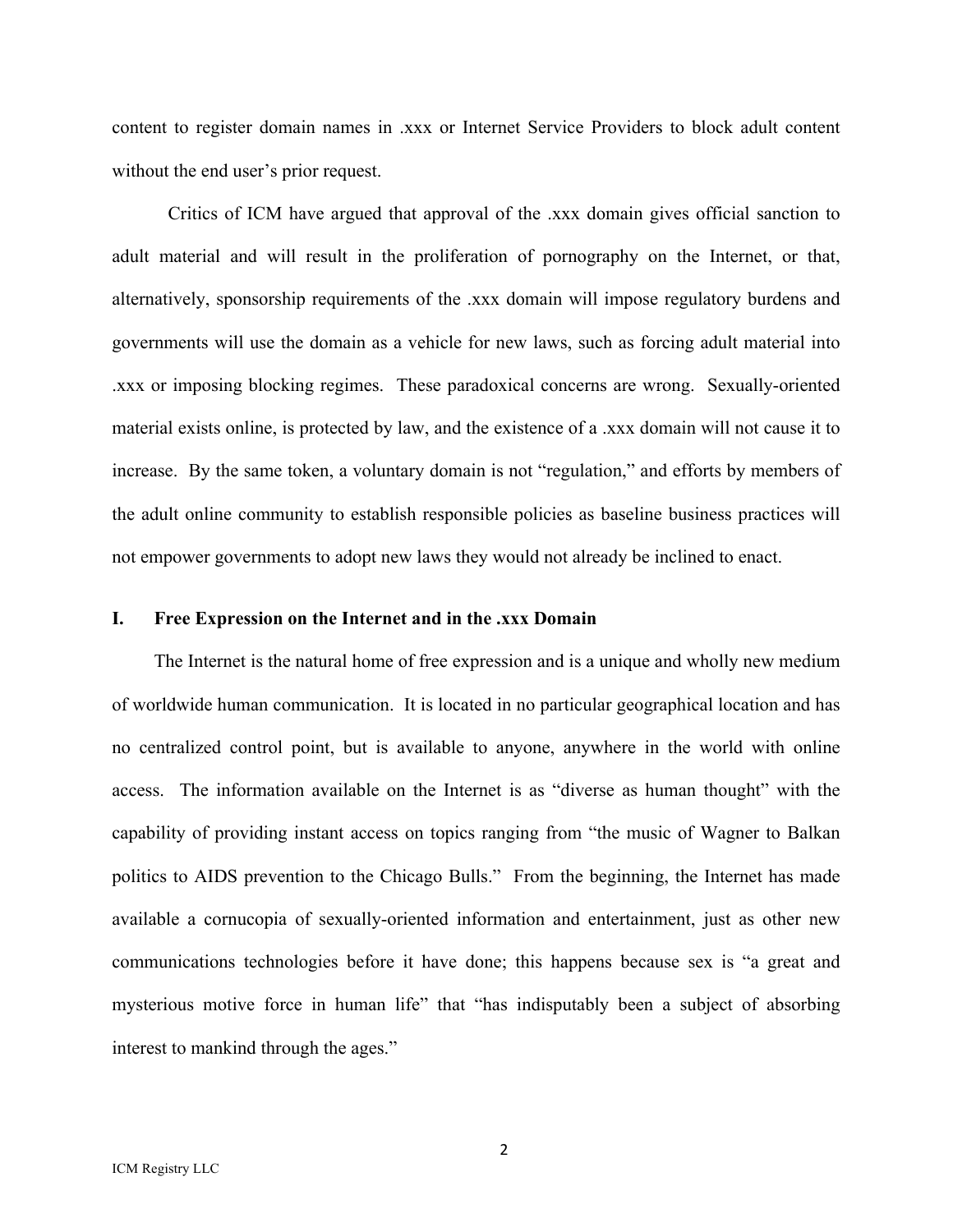content to register domain names in .xxx or Internet Service Providers to block adult content without the end user's prior request.

Critics of ICM have argued that approval of the .xxx domain gives official sanction to adult material and will result in the proliferation of pornography on the Internet, or that, alternatively, sponsorship requirements of the .xxx domain will impose regulatory burdens and governments will use the domain as a vehicle for new laws, such as forcing adult material into .xxx or imposing blocking regimes. These paradoxical concerns are wrong. Sexually-oriented material exists online, is protected by law, and the existence of a .xxx domain will not cause it to increase. By the same token, a voluntary domain is not "regulation," and efforts by members of the adult online community to establish responsible policies as baseline business practices will not empower governments to adopt new laws they would not already be inclined to enact.

## I. Free Expression on the Internet and in the .xxx Domain

The Internet is the natural home of free expression and is a unique and wholly new medium of worldwide human communication. It is located in no particular geographical location and has no centralized control point, but is available to anyone, anywhere in the world with online access. The information available on the Internet is as "diverse as human thought" with the capability of providing instant access on topics ranging from "the music of Wagner to Balkan politics to AIDS prevention to the Chicago Bulls." From the beginning, the Internet has made available a cornucopia of sexually-oriented information and entertainment, just as other new communications technologies before it have done; this happens because sex is "a great and mysterious motive force in human life" that "has indisputably been a subject of absorbing interest to mankind through the ages."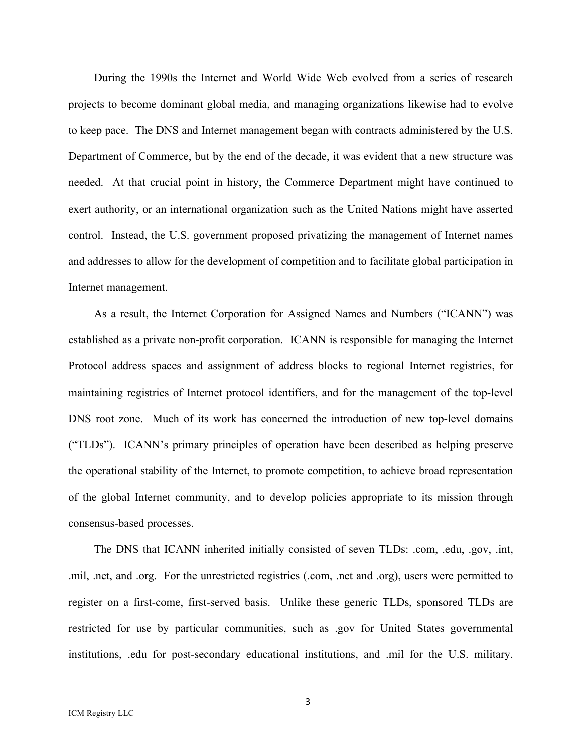During the 1990s the Internet and World Wide Web evolved from a series of research projects to become dominant global media, and managing organizations likewise had to evolve to keep pace. The DNS and Internet management began with contracts administered by the U.S. Department of Commerce, but by the end of the decade, it was evident that a new structure was needed. At that crucial point in history, the Commerce Department might have continued to exert authority, or an international organization such as the United Nations might have asserted control. Instead, the U.S. government proposed privatizing the management of Internet names and addresses to allow for the development of competition and to facilitate global participation in Internet management.

As a result, the Internet Corporation for Assigned Names and Numbers ("ICANN") was established as a private non-profit corporation. ICANN is responsible for managing the Internet Protocol address spaces and assignment of address blocks to regional Internet registries, for maintaining registries of Internet protocol identifiers, and for the management of the top-level DNS root zone. Much of its work has concerned the introduction of new top-level domains ("TLDs"). ICANN's primary principles of operation have been described as helping preserve the operational stability of the Internet, to promote competition, to achieve broad representation of the global Internet community, and to develop policies appropriate to its mission through consensus-based processes.

The DNS that ICANN inherited initially consisted of seven TLDs: .com, .edu, .gov, .int, .mil, .net, and .org. For the unrestricted registries (.com, .net and .org), users were permitted to register on a first-come, first-served basis. Unlike these generic TLDs, sponsored TLDs are restricted for use by particular communities, such as .gov for United States governmental institutions, .edu for post-secondary educational institutions, and .mil for the U.S. military.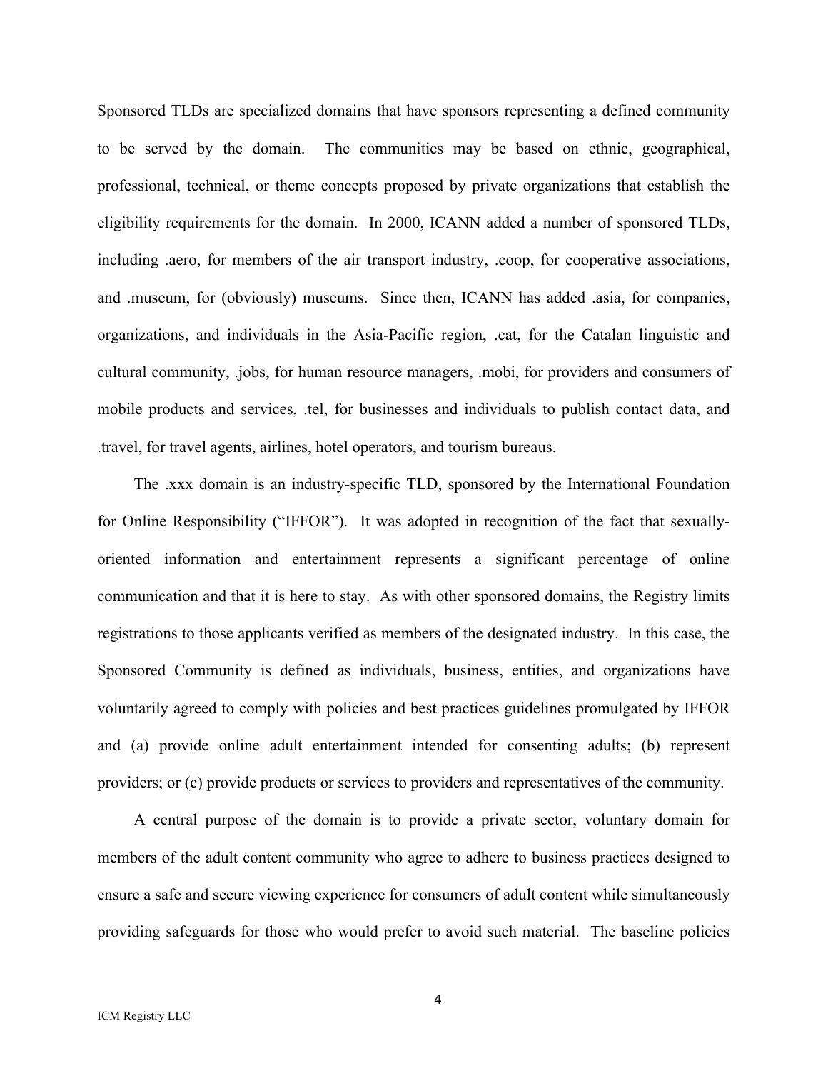Sponsored TLDs are specialized domains that have sponsors representing a defined community to be served by the domain. The communities may be based on ethnic, geographical, professional, technical, or theme concepts proposed by private organizations that establish the eligibility requirements for the domain. In 2000, ICANN added a number of sponsored TLDs, including .aero, for members of the air transport industry, .coop, for cooperative associations, and .museum, for (obviously) museums. Since then, ICANN has added .asia, for companies, organizations, and individuals in the Asia-Pacific region, .cat, for the Catalan linguistic and cultural community, .jobs, for human resource managers, .mobi, for providers and consumers of mobile products and services, .tel, for businesses and individuals to publish contact data, and .travel, for travel agents, airlines, hotel operators, and tourism bureaus.

The .xxx domain is an industry-specific TLD, sponsored by the International Foundation for Online Responsibility ("IFFOR"). It was adopted in recognition of the fact that sexually-oriented information and entertainment represents a significant percentage of online communication and that it is here to stay. As with other sponsored domains, the Registry limits registrations to those applicants verified as members of the designated industry. In this case, the Sponsored Community is defined as individuals, business, entities, and organizations have voluntarily agreed to comply with policies and best practices guidelines promulgated by IFFOR and (a) provide online adult entertainment intended for consenting adults; (b) represent providers; or (c) provide products or services to providers and representatives of the community.

A central purpose of the domain is to provide a private sector, voluntary domain for members of the adult content community who agree to adhere to business practices designed to ensure a safe and secure viewing experience for consumers of adult content while simultaneously providing safeguards for those who would prefer to avoid such material. The baseline policies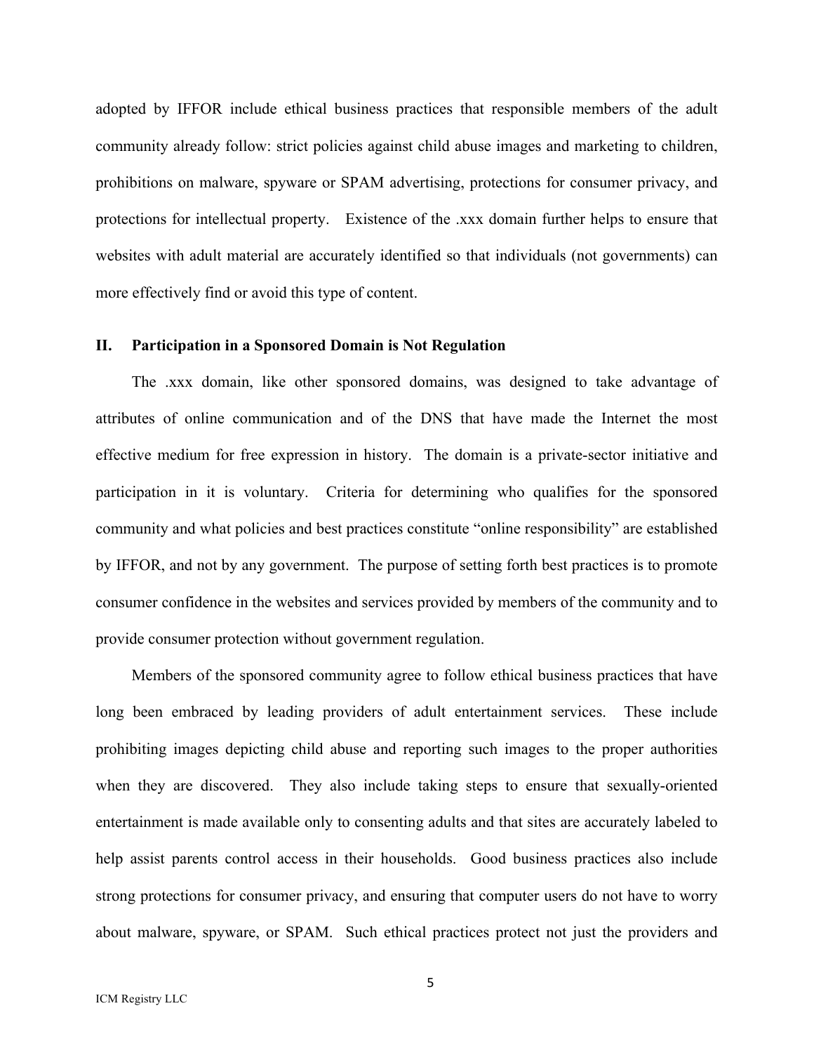adopted by IFFOR include ethical business practices that responsible members of the adult community already follow: strict policies against child abuse images and marketing to children, prohibitions on malware, spyware or SPAM advertising, protections for consumer privacy, and protections for intellectual property. Existence of the .xxx domain further helps to ensure that websites with adult material are accurately identified so that individuals (not governments) can more effectively find or avoid this type of content.

## II. Participation in a Sponsored Domain is Not Regulation

The .xxx domain, like other sponsored domains, was designed to take advantage of attributes of online communication and of the DNS that have made the Internet the most effective medium for free expression in history. The domain is a private-sector initiative and participation in it is voluntary. Criteria for determining who qualifies for the sponsored community and what policies and best practices constitute "online responsibility" are established by IFFOR, and not by any government. The purpose of setting forth best practices is to promote consumer confidence in the websites and services provided by members of the community and to provide consumer protection without government regulation.

Members of the sponsored community agree to follow ethical business practices that have long been embraced by leading providers of adult entertainment services. These include prohibiting images depicting child abuse and reporting such images to the proper authorities when they are discovered. They also include taking steps to ensure that sexually-oriented entertainment is made available only to consenting adults and that sites are accurately labeled to help assist parents control access in their households. Good business practices also include strong protections for consumer privacy, and ensuring that computer users do not have to worry about malware, spyware, or SPAM. Such ethical practices protect not just the providers and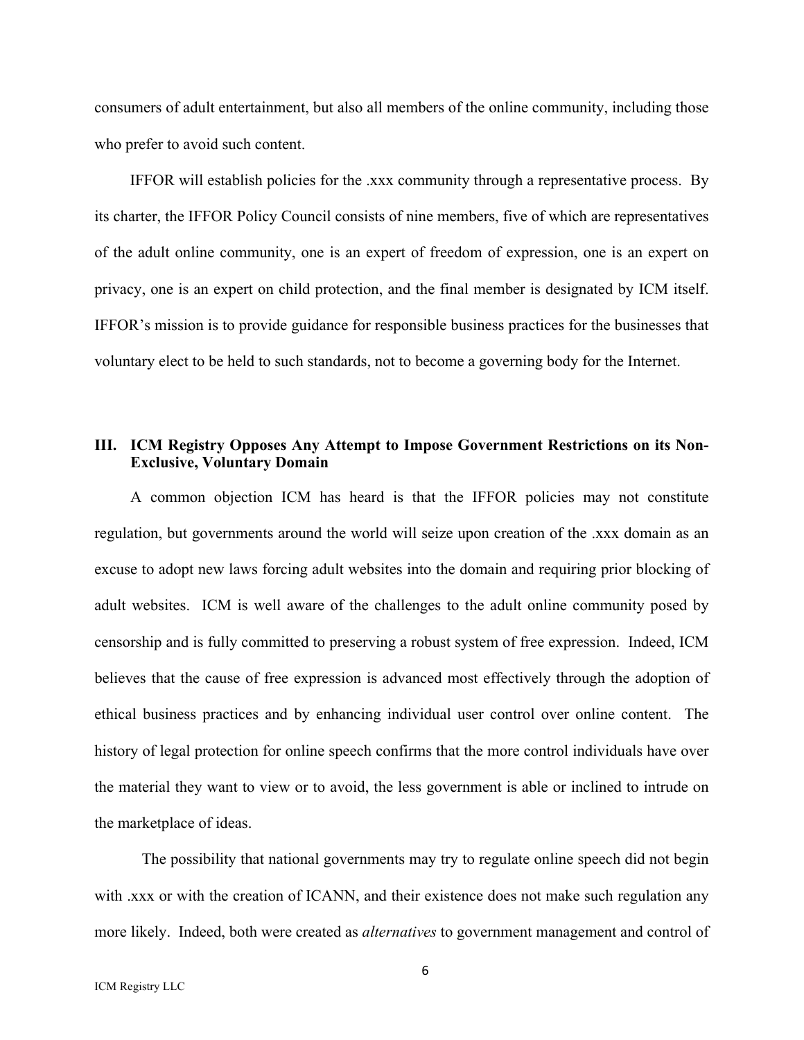consumers of adult entertainment, but also all members of the online community, including those who prefer to avoid such content.

IFFOR will establish policies for the .xxx community through a representative process. By its charter, the IFFOR Policy Council consists of nine members, five of which are representatives of the adult online community, one is an expert of freedom of expression, one is an expert on privacy, one is an expert on child protection, and the final member is designated by ICM itself. IFFOR's mission is to provide guidance for responsible business practices for the businesses that voluntary elect to be held to such standards, not to become a governing body for the Internet.

## III. ICM Registry Opposes Any Attempt to Impose Government Restrictions on its Non-Exclusive, Voluntary Domain

A common objection ICM has heard is that the IFFOR policies may not constitute regulation, but governments around the world will seize upon creation of the .xxx domain as an excuse to adopt new laws forcing adult websites into the domain and requiring prior blocking of adult websites. ICM is well aware of the challenges to the adult online community posed by censorship and is fully committed to preserving a robust system of free expression. Indeed, ICM believes that the cause of free expression is advanced most effectively through the adoption of ethical business practices and by enhancing individual user control over online content. The history of legal protection for online speech confirms that the more control individuals have over the material they want to view or to avoid, the less government is able or inclined to intrude on the marketplace of ideas.

The possibility that national governments may try to regulate online speech did not begin with .xxx or with the creation of ICANN, and their existence does not make such regulation any more likely. Indeed, both were created as *alternatives* to government management and control of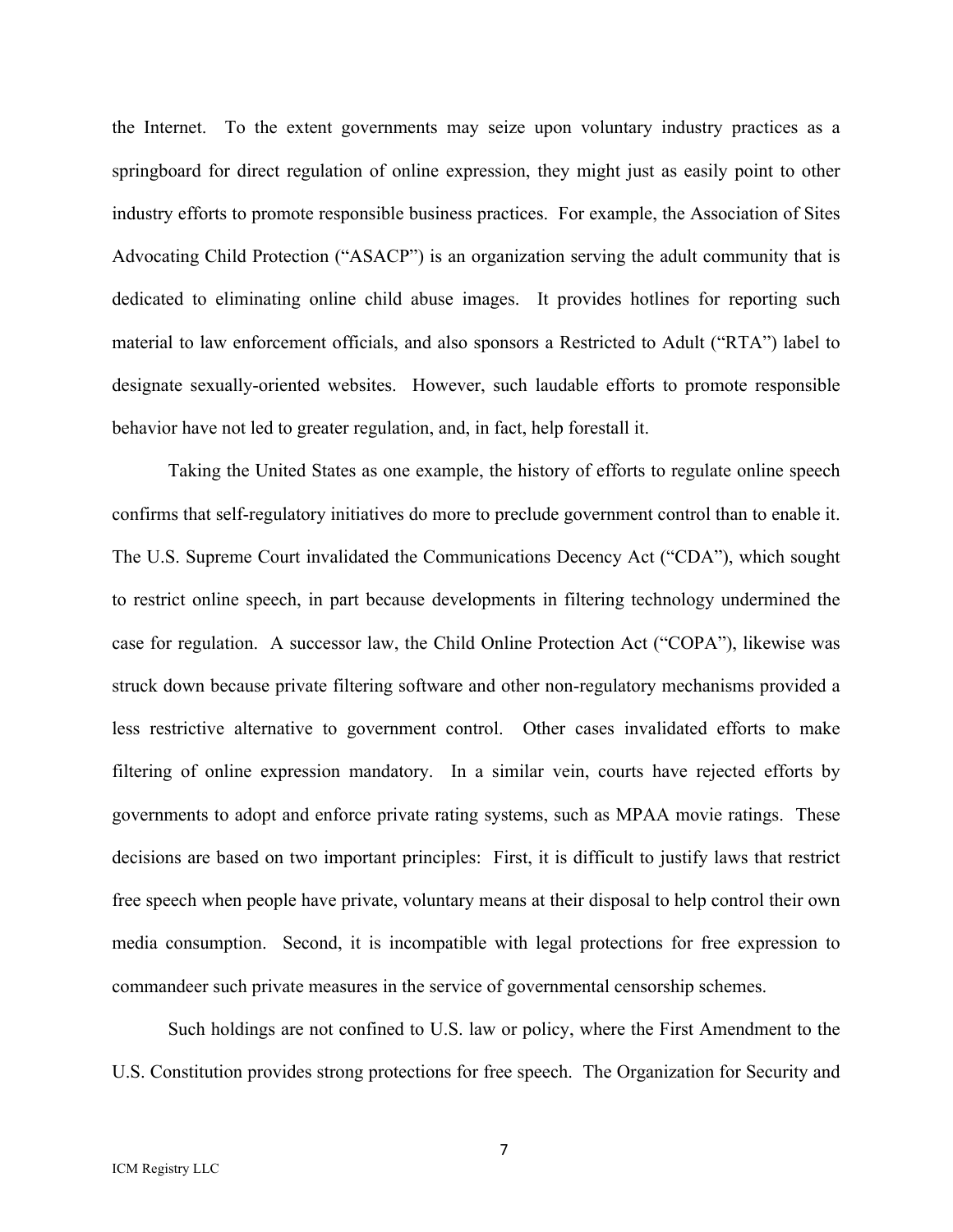the Internet. To the extent governments may seize upon voluntary industry practices as a springboard for direct regulation of online expression, they might just as easily point to other industry efforts to promote responsible business practices. For example, the Association of Sites Advocating Child Protection ("ASACP") is an organization serving the adult community that is dedicated to eliminating online child abuse images. It provides hotlines for reporting such material to law enforcement officials, and also sponsors a Restricted to Adult ("RTA") label to designate sexually-oriented websites. However, such laudable efforts to promote responsible behavior have not led to greater regulation, and, in fact, help forestall it.

Taking the United States as one example, the history of efforts to regulate online speech confirms that self-regulatory initiatives do more to preclude government control than to enable it. The U.S. Supreme Court invalidated the Communications Decency Act ("CDA"), which sought to restrict online speech, in part because developments in filtering technology undermined the case for regulation. A successor law, the Child Online Protection Act ("COPA"), likewise was struck down because private filtering software and other non-regulatory mechanisms provided a less restrictive alternative to government control. Other cases invalidated efforts to make filtering of online expression mandatory. In a similar vein, courts have rejected efforts by governments to adopt and enforce private rating systems, such as MPAA movie ratings. These decisions are based on two important principles: First, it is difficult to justify laws that restrict free speech when people have private, voluntary means at their disposal to help control their own media consumption. Second, it is incompatible with legal protections for free expression to commandeer such private measures in the service of governmental censorship schemes.

Such holdings are not confined to U.S. law or policy, where the First Amendment to the U.S. Constitution provides strong protections for free speech. The Organization for Security and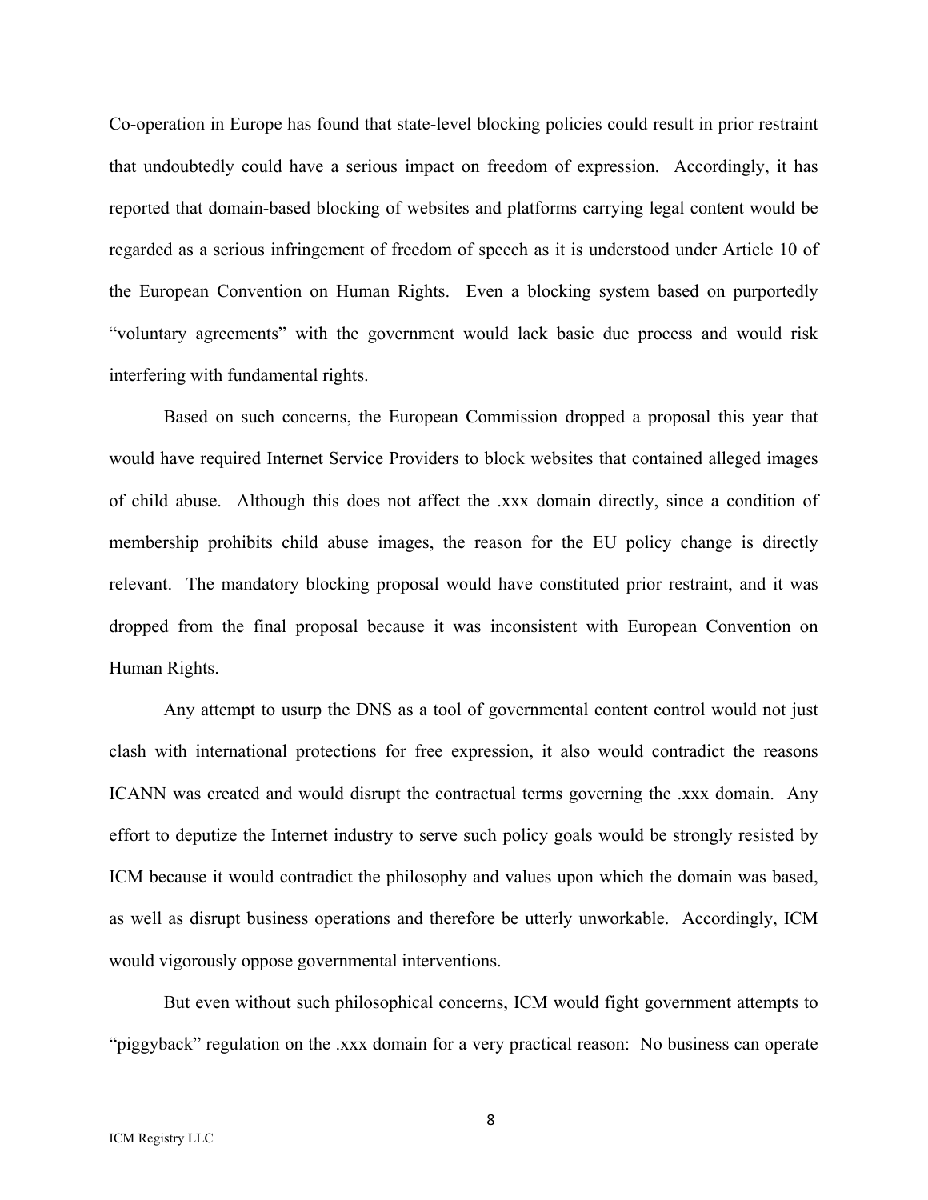Co-operation in Europe has found that state-level blocking policies could result in prior restraint that undoubtedly could have a serious impact on freedom of expression. Accordingly, it has reported that domain-based blocking of websites and platforms carrying legal content would be regarded as a serious infringement of freedom of speech as it is understood under Article 10 of the European Convention on Human Rights. Even a blocking system based on purportedly "voluntary agreements" with the government would lack basic due process and would risk interfering with fundamental rights.

Based on such concerns, the European Commission dropped a proposal this year that would have required Internet Service Providers to block websites that contained alleged images of child abuse. Although this does not affect the .xxx domain directly, since a condition of membership prohibits child abuse images, the reason for the EU policy change is directly relevant. The mandatory blocking proposal would have constituted prior restraint, and it was dropped from the final proposal because it was inconsistent with European Convention on Human Rights.

Any attempt to usurp the DNS as a tool of governmental content control would not just clash with international protections for free expression, it also would contradict the reasons ICANN was created and would disrupt the contractual terms governing the .xxx domain. Any effort to deputize the Internet industry to serve such policy goals would be strongly resisted by ICM because it would contradict the philosophy and values upon which the domain was based, as well as disrupt business operations and therefore be utterly unworkable. Accordingly, ICM would vigorously oppose governmental interventions.

But even without such philosophical concerns, ICM would fight government attempts to "piggyback" regulation on the .xxx domain for a very practical reason: No business can operate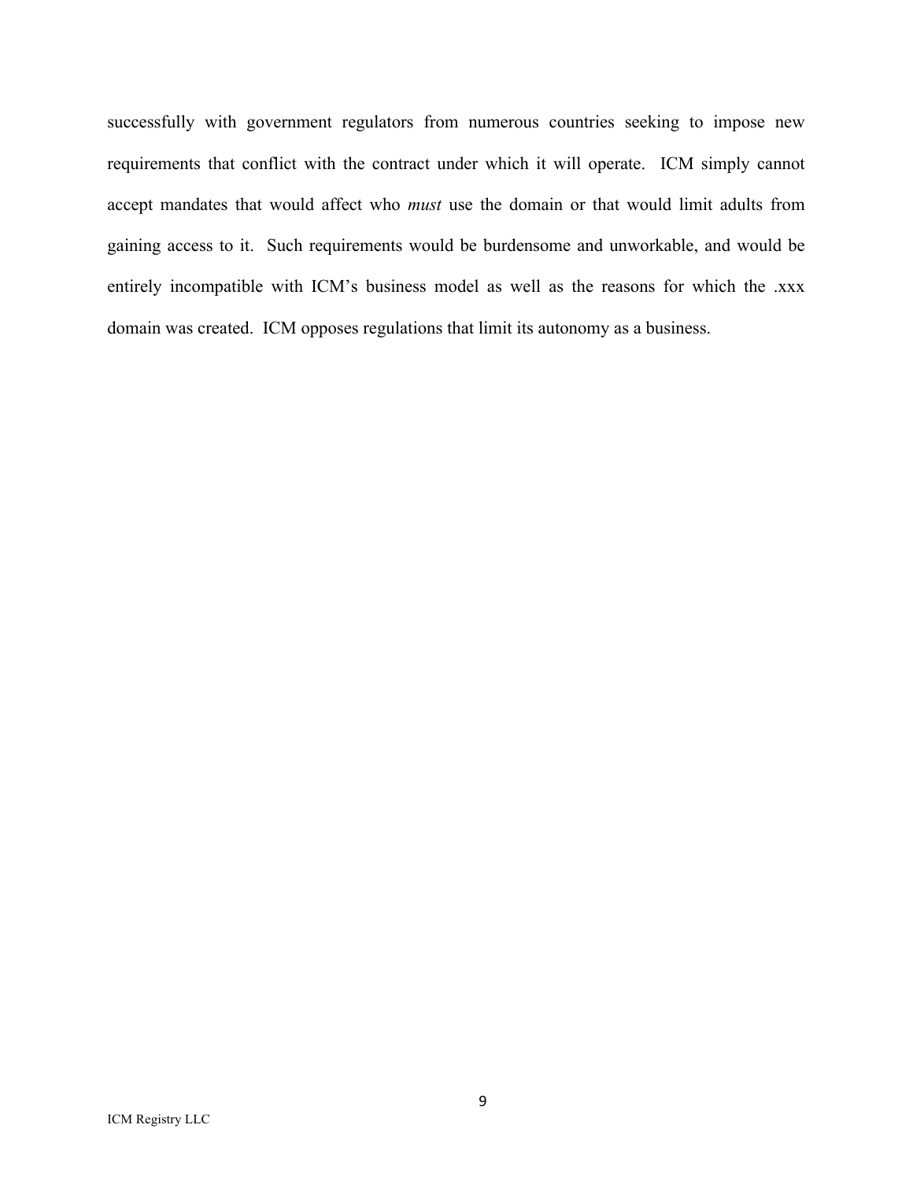successfully with government regulators from numerous countries seeking to impose new requirements that conflict with the contract under which it will operate. ICM simply cannot accept mandates that would affect who *must* use the domain or that would limit adults from gaining access to it. Such requirements would be burdensome and unworkable, and would be entirely incompatible with ICM's business model as well as the reasons for which the .xxx domain was created. ICM opposes regulations that limit its autonomy as a business.